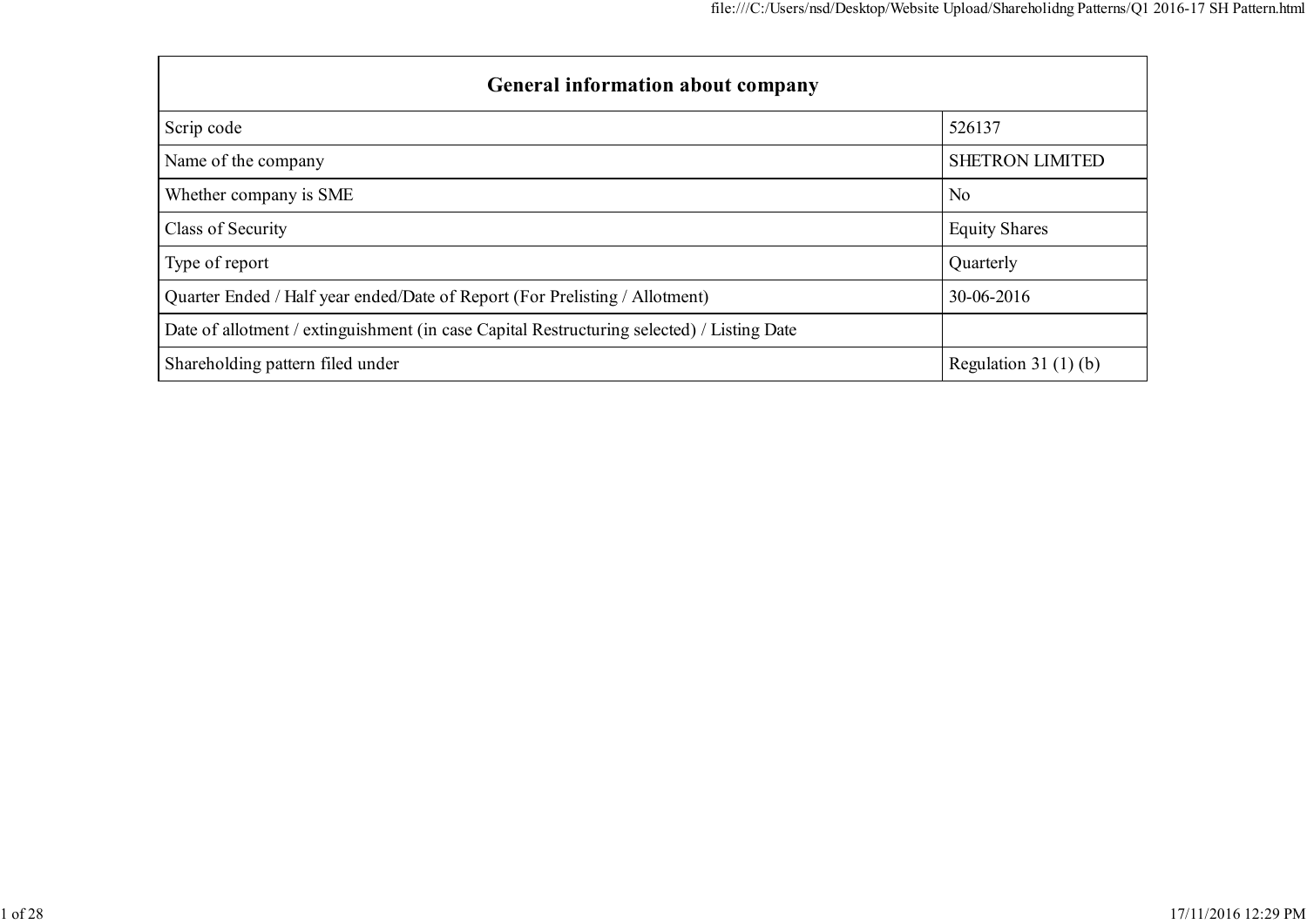| General information about company | |
|---|---|
| Scrip code | 526137 |
| Name of the company | SHETRON LIMITED |
| Whether company is SME | No |
| Class of Security | Equity Shares |
| Type of report | Quarterly |
| Quarter Ended / Half year ended/Date of Report (For Prelisting / Allotment) | 30-06-2016 |
| Date of allotment / extinguishment (in case Capital Restructuring selected) / Listing Date | |
| Shareholding pattern filed under | Regulation 31 (1) (b) |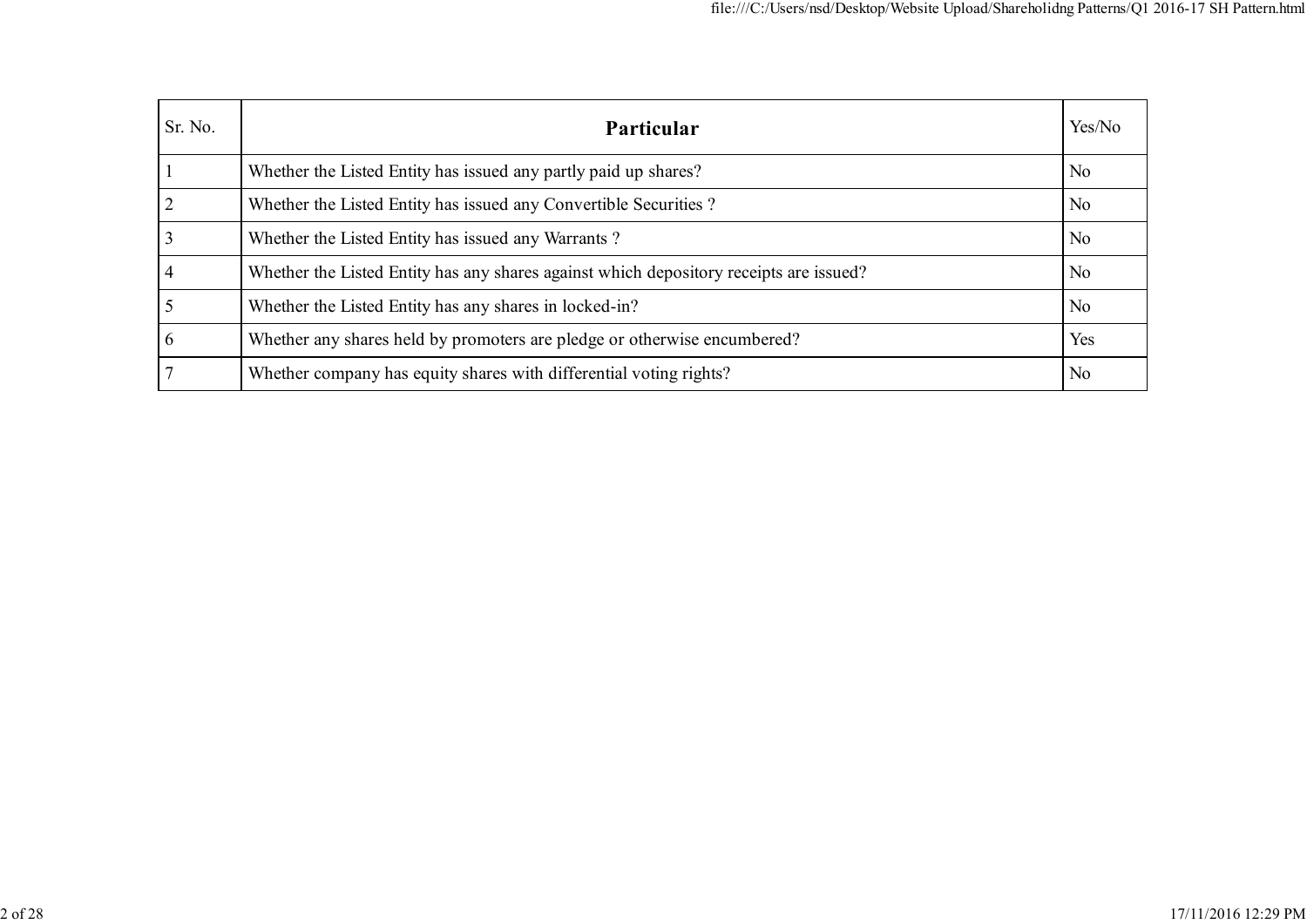| Sr. No. | Particular | Yes/No |
| --- | --- | --- |
| 1 | Whether the Listed Entity has issued any partly paid up shares? | No |
| 2 | Whether the Listed Entity has issued any Convertible Securities ? | No |
| 3 | Whether the Listed Entity has issued any Warrants ? | No |
| 4 | Whether the Listed Entity has any shares against which depository receipts are issued? | No |
| 5 | Whether the Listed Entity has any shares in locked-in? | No |
| 6 | Whether any shares held by promoters are pledge or otherwise encumbered? | Yes |
| 7 | Whether company has equity shares with differential voting rights? | No |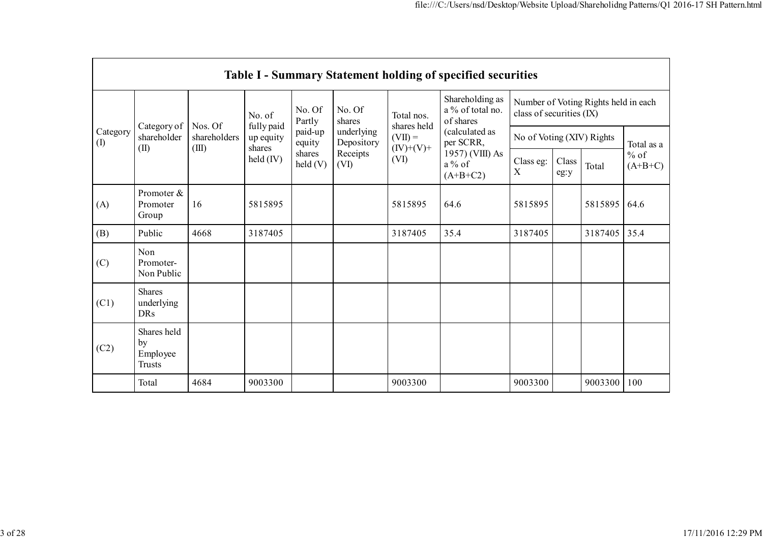## Table I - Summary Statement holding of specified securities

| Category (I) | Category of shareholder (II) | Nos. Of shareholders (III) | No. of fully paid up equity shares held (IV) | No. Of Partly paid-up equity shares held (V) | No. Of shares underlying Depository Receipts (VI) | Total nos. shares held (VII) = (IV)+(V)+ (VI) | Shareholding as a % of total no. of shares (calculated as per SCRR, 1957) (VIII) As a % of (A+B+C2) | Number of Voting Rights held in each class of securities (IX) | | | |
|---|---|---|---|---|---|---|---|---|---|---|---|
| | | | | | | | | No of Voting (XIV) Rights | | | Total as a % of (A+B+C) |
| | | | | | | | | Class eg: X | Class eg:y | Total | |
| (A) | Promoter & Promoter Group | 16 | 5815895 | | | 5815895 | 64.6 | 5815895 | | 5815895 | 64.6 |
| (B) | Public | 4668 | 3187405 | | | 3187405 | 35.4 | 3187405 | | 3187405 | 35.4 |
| (C) | Non Promoter- Non Public | | | | | | | | | | |
| (C1) | Shares underlying DRs | | | | | | | | | | |
| (C2) | Shares held by Employee Trusts | | | | | | | | | | |
| | Total | 4684 | 9003300 | | | 9003300 | | 9003300 | | 9003300 | 100 |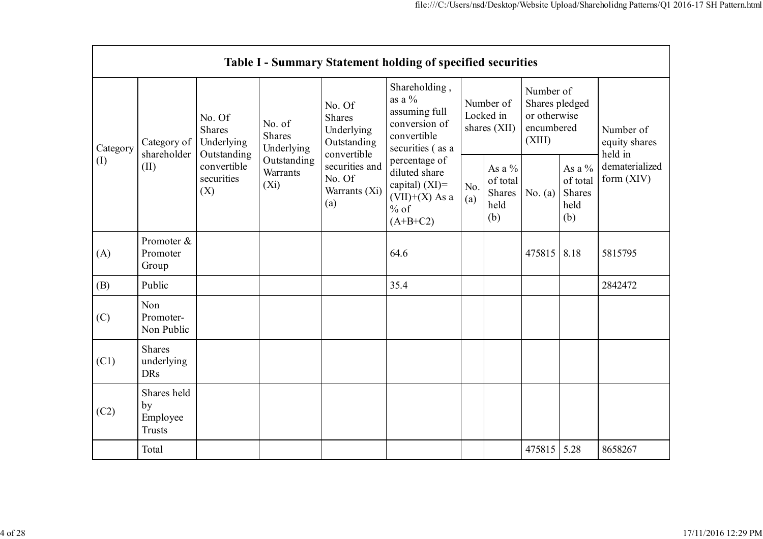| Table I - Summary Statement holding of specified securities | | | | | | | | | | | |
|---|---|---|---|---|---|---|---|---|---|---|---|
| Category (I) | Category of shareholder (II) | No. Of Shares Underlying Outstanding convertible securities (X) | No. of Shares Underlying Outstanding Warrants (Xi) | No. Of Shares Underlying Outstanding convertible securities and No. Of Warrants (Xi) (a) | Shareholding , as a % assuming full conversion of convertible securities ( as a percentage of diluted share capital) (XI)= (VII)+(X) As a % of (A+B+C2) | Number of Locked in shares (XII) | | Number of Shares pledged or otherwise encumbered (XIII) | | Number of equity shares held in dematerialized form (XIV) |
| | | | | | | No. (a) | As a % of total Shares held (b) | No. (a) | As a % of total Shares held (b) | |
| (A) | Promoter & Promoter Group | | | | 64.6 | | | 475815 | 8.18 | 5815795 |
| (B) | Public | | | | 35.4 | | | | | 2842472 |
| (C) | Non Promoter- Non Public | | | | | | | | | |
| (C1) | Shares underlying DRs | | | | | | | | | |
| (C2) | Shares held by Employee Trusts | | | | | | | | | |
| | Total | | | | | | | 475815 | 5.28 | 8658267 |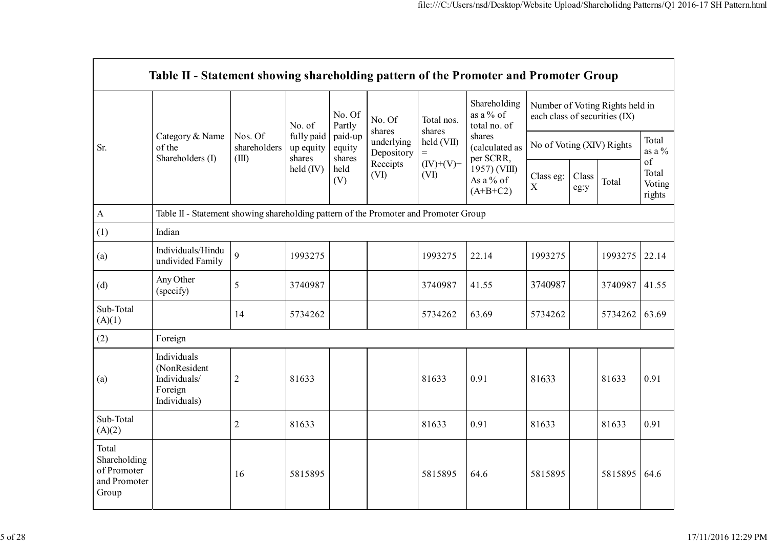| Table II - Statement showing shareholding pattern of the Promoter and Promoter Group | | | | | | | | | | | | |
|---|---|---|---|---|---|---|---|---|---|---|---|---|
| Sr. | Category & Name of the Shareholders (I) | Nos. Of shareholders (III) | No. of fully paid up equity shares held (IV) | No. Of Partly paid-up equity shares held (V) | No. Of shares underlying Depository Receipts (VI) | Total nos. shares held (VII) = (IV)+(V)+ (VI) | Shareholding as a % of total no. of shares (calculated as per SCRR, 1957) (VIII) As a % of (A+B+C2) | Number of Voting Rights held in each class of securities (IX) | | | |
| | | | | | | | | No of Voting (XIV) Rights | | | Total as a % of Total Voting rights |
| | | | | | | | | Class eg: X | Class eg:y | Total | |
| A | Table II - Statement showing shareholding pattern of the Promoter and Promoter Group | | | | | | | | | | |
| (1) | Indian | | | | | | | | | | |
| (a) | Individuals/Hindu undivided Family | 9 | 1993275 | | | 1993275 | 22.14 | 1993275 | | 1993275 | 22.14 |
| (d) | Any Other (specify) | 5 | 3740987 | | | 3740987 | 41.55 | 3740987 | | 3740987 | 41.55 |
| Sub-Total (A)(1) | | 14 | 5734262 | | | 5734262 | 63.69 | 5734262 | | 5734262 | 63.69 |
| (2) | Foreign | | | | | | | | | | |
| (a) | Individuals (NonResident Individuals/ Foreign Individuals) | 2 | 81633 | | | 81633 | 0.91 | 81633 | | 81633 | 0.91 |
| Sub-Total (A)(2) | | 2 | 81633 | | | 81633 | 0.91 | 81633 | | 81633 | 0.91 |
| Total Shareholding of Promoter and Promoter Group | | 16 | 5815895 | | | 5815895 | 64.6 | 5815895 | | 5815895 | 64.6 |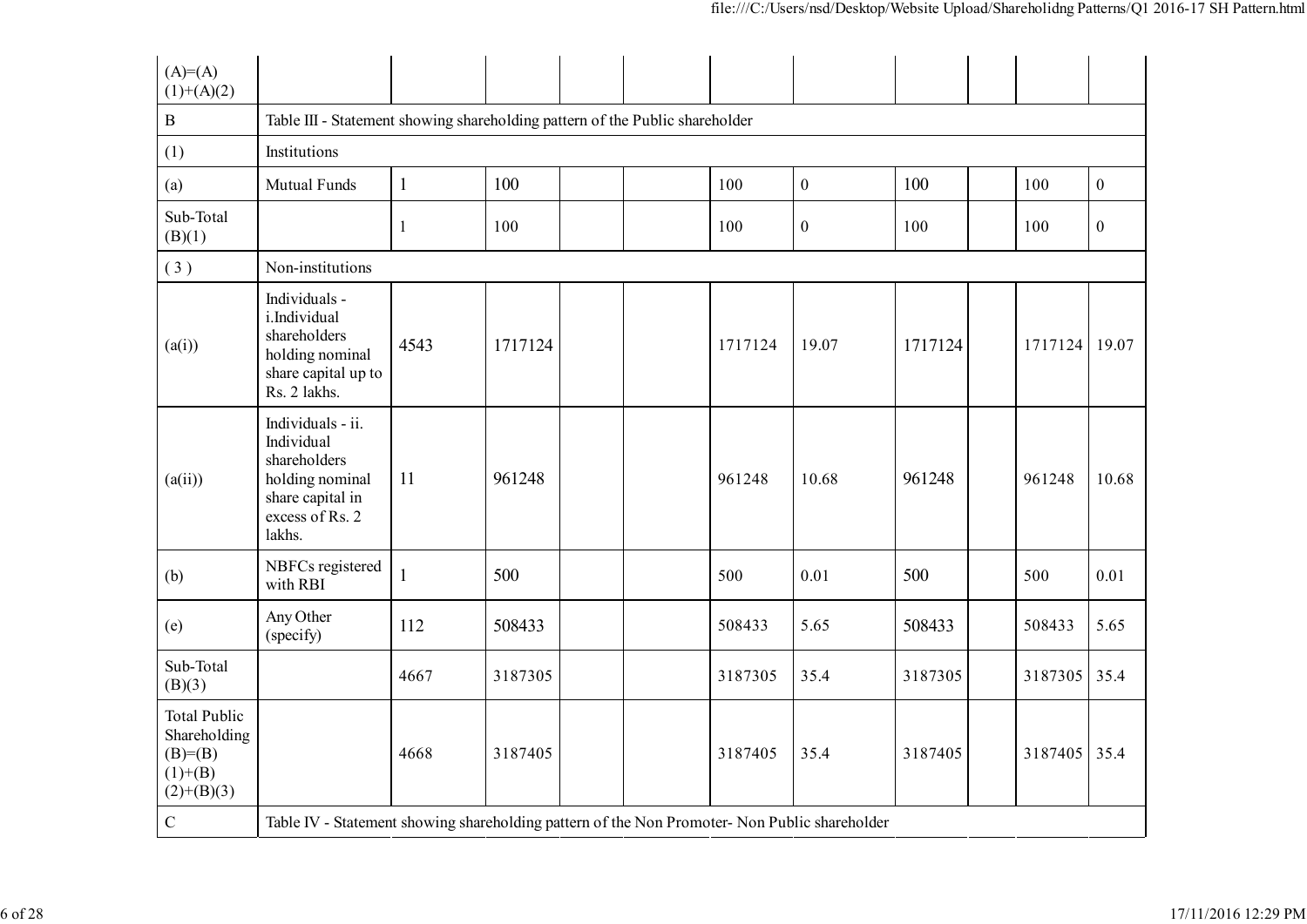| (A)=(A)(1)+(A)(2) | | | | | | | | | | | |
|---|---|---|---|---|---|---|---|---|---|---|---|
| B | Table III - Statement showing shareholding pattern of the Public shareholder | | | | | | | | | | |
| (1) | Institutions | | | | | | | | | | |
| (a) | Mutual Funds | 1 | 100 | | | 100 | 0 | 100 | | 100 | 0 |
| Sub-Total (B)(1) | | 1 | 100 | | | 100 | 0 | 100 | | 100 | 0 |
| ( 3 ) | Non-institutions | | | | | | | | | | |
| (a(i)) | Individuals - i.Individual shareholders holding nominal share capital up to Rs. 2 lakhs. | 4543 | 1717124 | | | 1717124 | 19.07 | 1717124 | | 1717124 | 19.07 |
| (a(ii)) | Individuals - ii. Individual shareholders holding nominal share capital in excess of Rs. 2 lakhs. | 11 | 961248 | | | 961248 | 10.68 | 961248 | | 961248 | 10.68 |
| (b) | NBFCs registered with RBI | 1 | 500 | | | 500 | 0.01 | 500 | | 500 | 0.01 |
| (e) | Any Other (specify) | 112 | 508433 | | | 508433 | 5.65 | 508433 | | 508433 | 5.65 |
| Sub-Total (B)(3) | | 4667 | 3187305 | | | 3187305 | 35.4 | 3187305 | | 3187305 | 35.4 |
| Total Public Shareholding (B)=(B)(1)+(B)(2)+(B)(3) | | 4668 | 3187405 | | | 3187405 | 35.4 | 3187405 | | 3187405 | 35.4 |
| C | Table IV - Statement showing shareholding pattern of the Non Promoter- Non Public shareholder | | | | | | | | | | |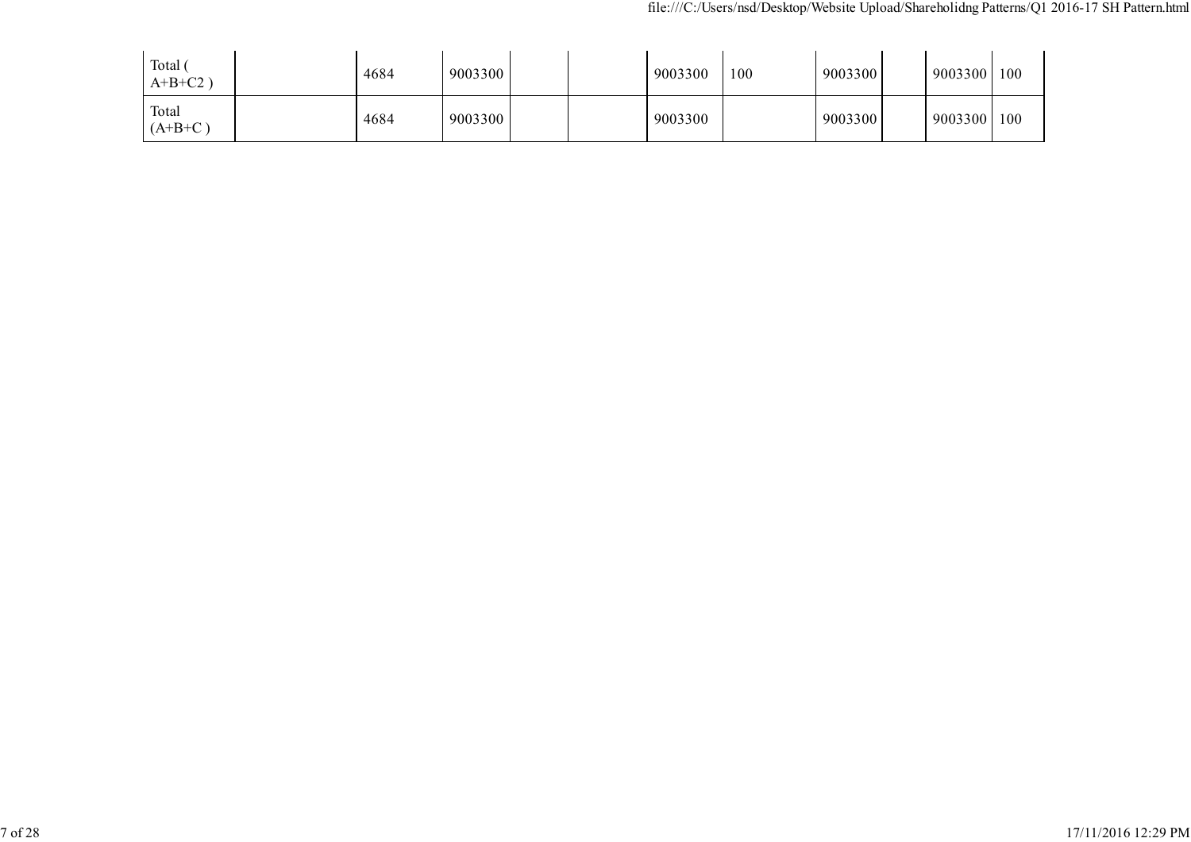|  |  |  |  |  |  |  |  |  |  |  |  |
|---|---|---|---|---|---|---|---|---|---|---|---|
| Total ( A+B+C2 ) |  | 4684 | 9003300 |  |  | 9003300 | 100 | 9003300 |  | 9003300 | 100 |
| Total (A+B+C ) |  | 4684 | 9003300 |  |  | 9003300 |  | 9003300 |  | 9003300 | 100 |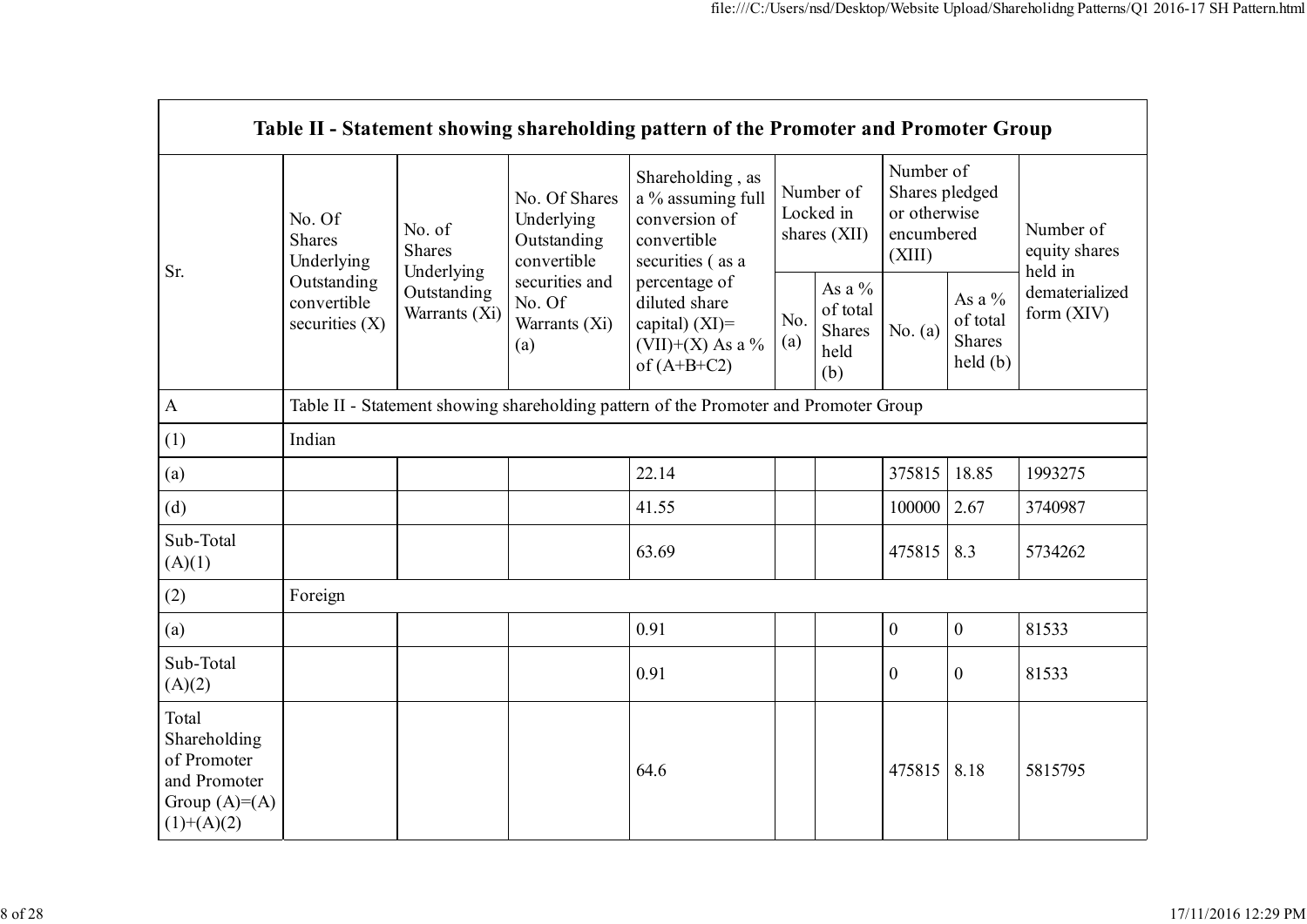| Table II - Statement showing shareholding pattern of the Promoter and Promoter Group | | | | | | | | | |
|---|---|---|---|---|---|---|---|---|---|
| Sr. | No. Of Shares Underlying Outstanding convertible securities (X) | No. of Shares Underlying Outstanding Warrants (Xi) | No. Of Shares Underlying Outstanding convertible securities and No. Of Warrants (Xi) (a) | Shareholding , as a % assuming full conversion of convertible securities ( as a percentage of diluted share capital) (XI)= (VII)+(X) As a % of (A+B+C2) | Number of Locked in shares (XII) | | Number of Shares pledged or otherwise encumbered (XIII) | | Number of equity shares held in dematerialized form (XIV) |
| | | | | | No. (a) | As a % of total Shares held (b) | No. (a) | As a % of total Shares held (b) | |
| A | Table II - Statement showing shareholding pattern of the Promoter and Promoter Group | | | | | | | | |
| (1) | Indian | | | | | | | | |
| (a) | | | | 22.14 | | | 375815 | 18.85 | 1993275 |
| (d) | | | | 41.55 | | | 100000 | 2.67 | 3740987 |
| Sub-Total (A)(1) | | | | 63.69 | | | 475815 | 8.3 | 5734262 |
| (2) | Foreign | | | | | | | | |
| (a) | | | | 0.91 | | | 0 | 0 | 81533 |
| Sub-Total (A)(2) | | | | 0.91 | | | 0 | 0 | 81533 |
| Total Shareholding of Promoter and Promoter Group (A)=(A)(1)+(A)(2) | | | | 64.6 | | | 475815 | 8.18 | 5815795 |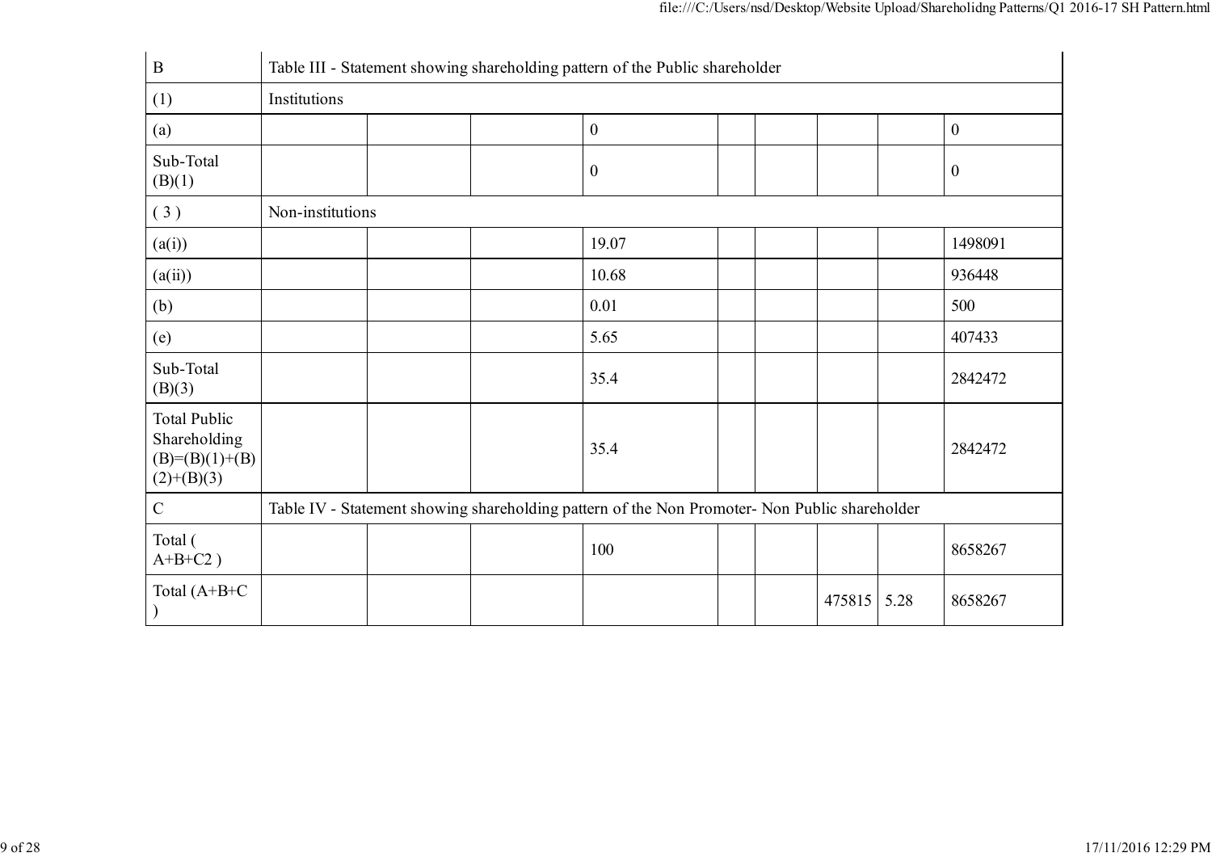| B | Table III - Statement showing shareholding pattern of the Public shareholder | | | | | | | | |
|---|---|---|---|---|---|---|---|---|---|
| (1) | Institutions | | | | | | | | |
| (a) | | | | 0 | | | | | 0 |
| Sub-Total (B)(1) | | | | 0 | | | | | 0 |
| ( 3 ) | Non-institutions | | | | | | | | |
| (a(i)) | | | | 19.07 | | | | | 1498091 |
| (a(ii)) | | | | 10.68 | | | | | 936448 |
| (b) | | | | 0.01 | | | | | 500 |
| (e) | | | | 5.65 | | | | | 407433 |
| Sub-Total (B)(3) | | | | 35.4 | | | | | 2842472 |
| Total Public Shareholding (B)=(B)(1)+(B)(2)+(B)(3) | | | | 35.4 | | | | | 2842472 |
| C | Table IV - Statement showing shareholding pattern of the Non Promoter- Non Public shareholder | | | | | | | | |
| Total ( A+B+C2 ) | | | | 100 | | | | | 8658267 |
| Total (A+B+C ) | | | | | | | 475815 | 5.28 | 8658267 |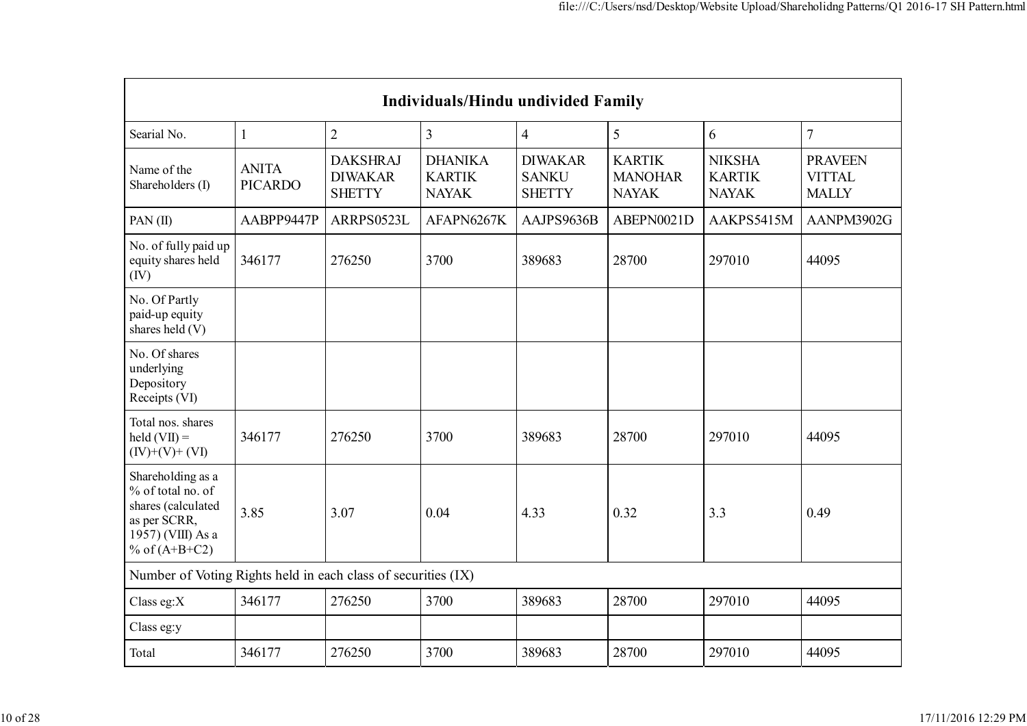| Individuals/Hindu undivided Family | | | | | | | |
|---|---|---|---|---|---|---|---|
| Searial No. | 1 | 2 | 3 | 4 | 5 | 6 | 7 |
| Name of the Shareholders (I) | ANITA PICARDO | DAKSHRAJ DIWAKAR SHETTY | DHANIKA KARTIK NAYAK | DIWAKAR SANKU SHETTY | KARTIK MANOHAR NAYAK | NIKSHA KARTIK NAYAK | PRAVEEN VITTAL MALLY |
| PAN (II) | AABPP9447P | ARRPS0523L | AFAPN6267K | AAJPS9636B | ABEPN0021D | AAKPS5415M | AANPM3902G |
| No. of fully paid up equity shares held (IV) | 346177 | 276250 | 3700 | 389683 | 28700 | 297010 | 44095 |
| No. Of Partly paid-up equity shares held (V) | | | | | | | |
| No. Of shares underlying Depository Receipts (VI) | | | | | | | |
| Total nos. shares held (VII) = (IV)+(V)+ (VI) | 346177 | 276250 | 3700 | 389683 | 28700 | 297010 | 44095 |
| Shareholding as a % of total no. of shares (calculated as per SCRR, 1957) (VIII) As a % of (A+B+C2) | 3.85 | 3.07 | 0.04 | 4.33 | 0.32 | 3.3 | 0.49 |
| Number of Voting Rights held in each class of securities (IX) | | | | | | | |
| Class eg:X | 346177 | 276250 | 3700 | 389683 | 28700 | 297010 | 44095 |
| Class eg:y | | | | | | | |
| Total | 346177 | 276250 | 3700 | 389683 | 28700 | 297010 | 44095 |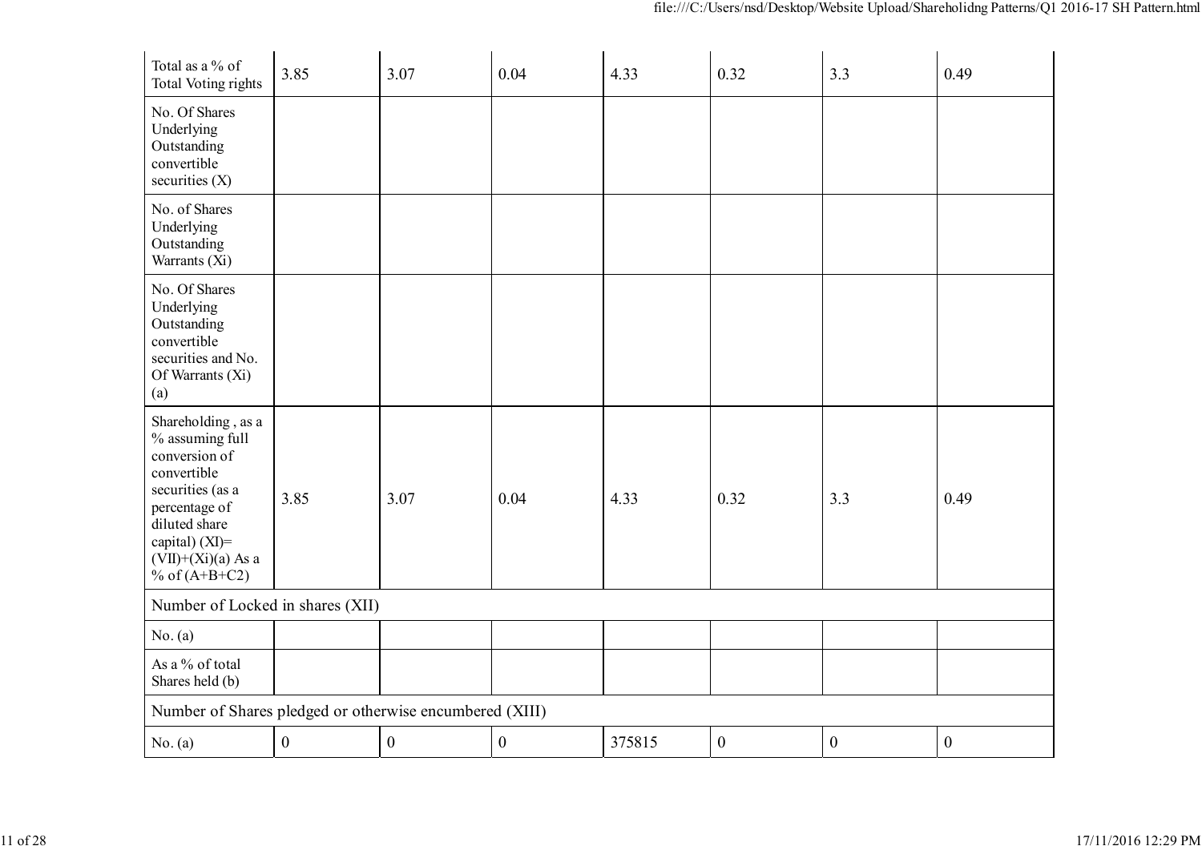| | | | | | | | |
|---|---|---|---|---|---|---|---|
| Total as a % of Total Voting rights | 3.85 | 3.07 | 0.04 | 4.33 | 0.32 | 3.3 | 0.49 |
| No. Of Shares Underlying Outstanding convertible securities (X) | | | | | | | |
| No. of Shares Underlying Outstanding Warrants (Xi) | | | | | | | |
| No. Of Shares Underlying Outstanding convertible securities and No. Of Warrants (Xi) (a) | | | | | | | |
| Shareholding , as a % assuming full conversion of convertible securities (as a percentage of diluted share capital) (XI)= (VII)+(Xi)(a) As a % of (A+B+C2) | 3.85 | 3.07 | 0.04 | 4.33 | 0.32 | 3.3 | 0.49 |
| Number of Locked in shares (XII) | | | | | | | |
| No. (a) | | | | | | | |
| As a % of total Shares held (b) | | | | | | | |
| Number of Shares pledged or otherwise encumbered (XIII) | | | | | | | |
| No. (a) | 0 | 0 | 0 | 375815 | 0 | 0 | 0 |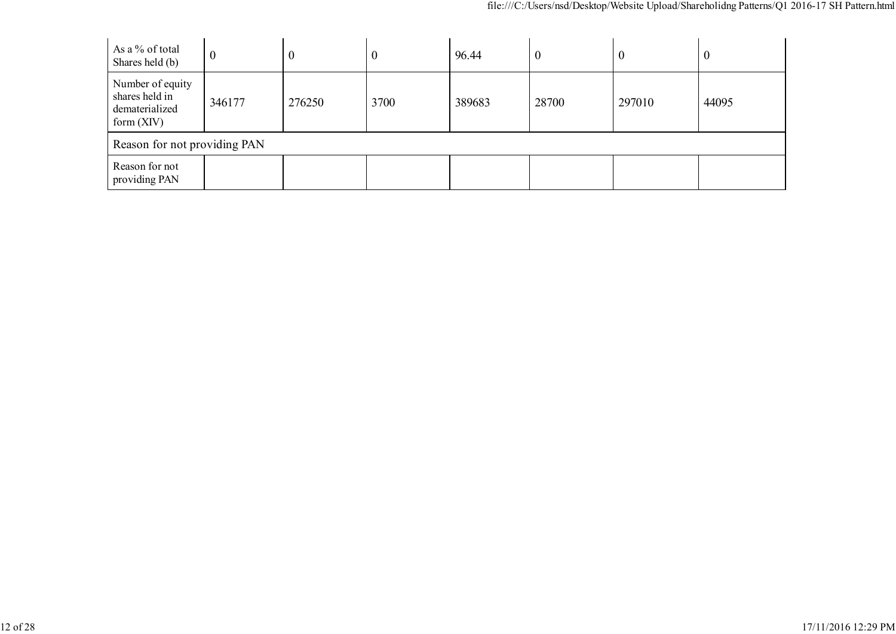| As a % of total Shares held (b) | 0 | 0 | 0 | 96.44 | 0 | 0 | 0 |
|---|---|---|---|---|---|---|---|
| Number of equity shares held in dematerialized form (XIV) | 346177 | 276250 | 3700 | 389683 | 28700 | 297010 | 44095 |
| Reason for not providing PAN | | | | | | | |
| Reason for not providing PAN | | | | | | | |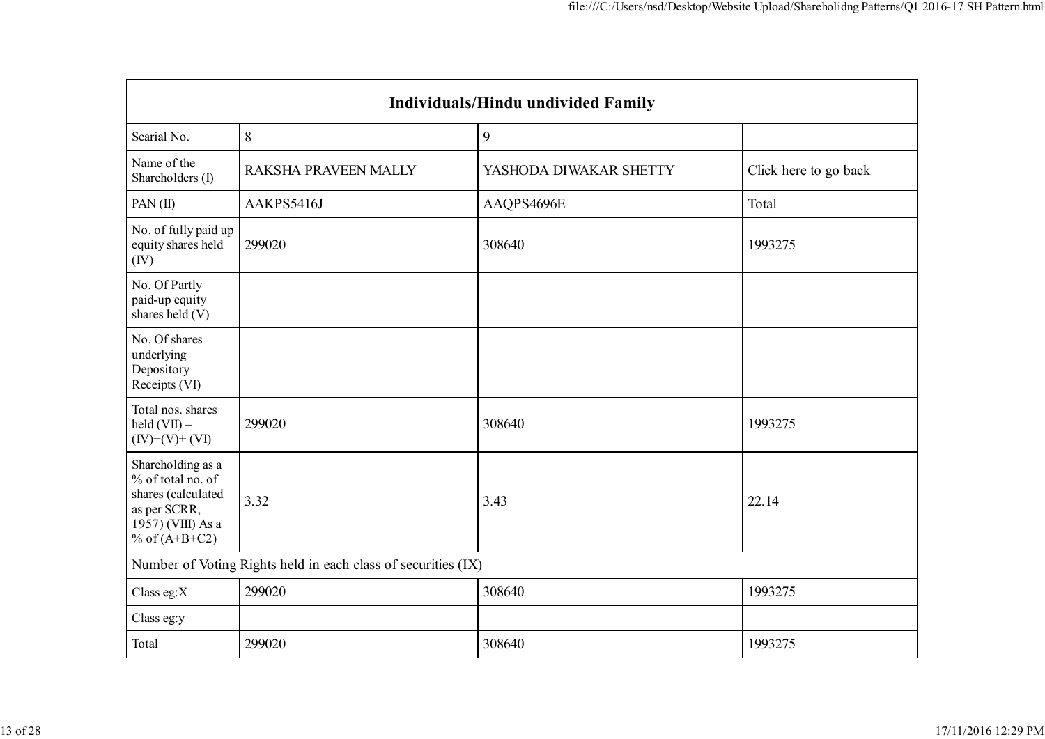| Individuals/Hindu undivided Family | | | |
|---|---|---|---|
| Searial No. | 8 | 9 | |
| Name of the Shareholders (I) | RAKSHA PRAVEEN MALLY | YASHODA DIWAKAR SHETTY | Click here to go back |
| PAN (II) | AAKPS5416J | AAQPS4696E | Total |
| No. of fully paid up equity shares held (IV) | 299020 | 308640 | 1993275 |
| No. Of Partly paid-up equity shares held (V) | | | |
| No. Of shares underlying Depository Receipts (VI) | | | |
| Total nos. shares held (VII) = (IV)+(V)+ (VI) | 299020 | 308640 | 1993275 |
| Shareholding as a % of total no. of shares (calculated as per SCRR, 1957) (VIII) As a % of (A+B+C2) | 3.32 | 3.43 | 22.14 |
| Number of Voting Rights held in each class of securities (IX) | | | |
| Class eg:X | 299020 | 308640 | 1993275 |
| Class eg:y | | | |
| Total | 299020 | 308640 | 1993275 |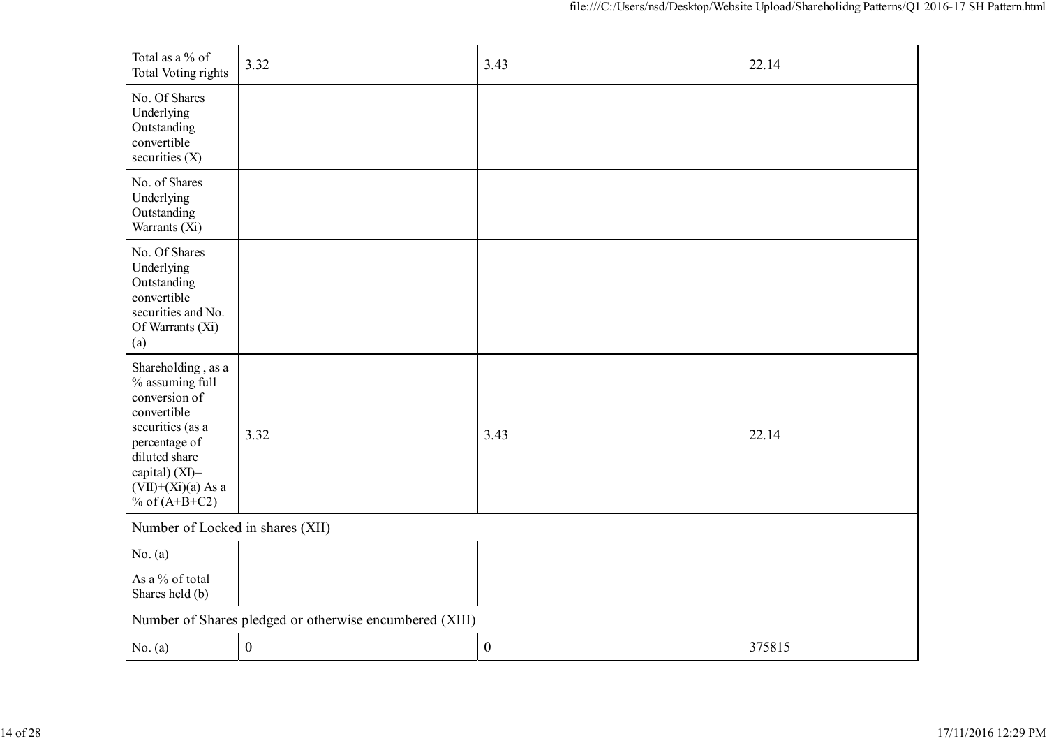| Total as a % of Total Voting rights | 3.32 | 3.43 | 22.14 |
|---|---|---|---|
| No. Of Shares Underlying Outstanding convertible securities (X) | | | |
| No. of Shares Underlying Outstanding Warrants (Xi) | | | |
| No. Of Shares Underlying Outstanding convertible securities and No. Of Warrants (Xi) (a) | | | |
| Shareholding , as a % assuming full conversion of convertible securities (as a percentage of diluted share capital) (XI)= (VII)+(Xi)(a) As a % of (A+B+C2) | 3.32 | 3.43 | 22.14 |
| Number of Locked in shares (XII) | | | |
| No. (a) | | | |
| As a % of total Shares held (b) | | | |
| Number of Shares pledged or otherwise encumbered (XIII) | | | |
| No. (a) | 0 | 0 | 375815 |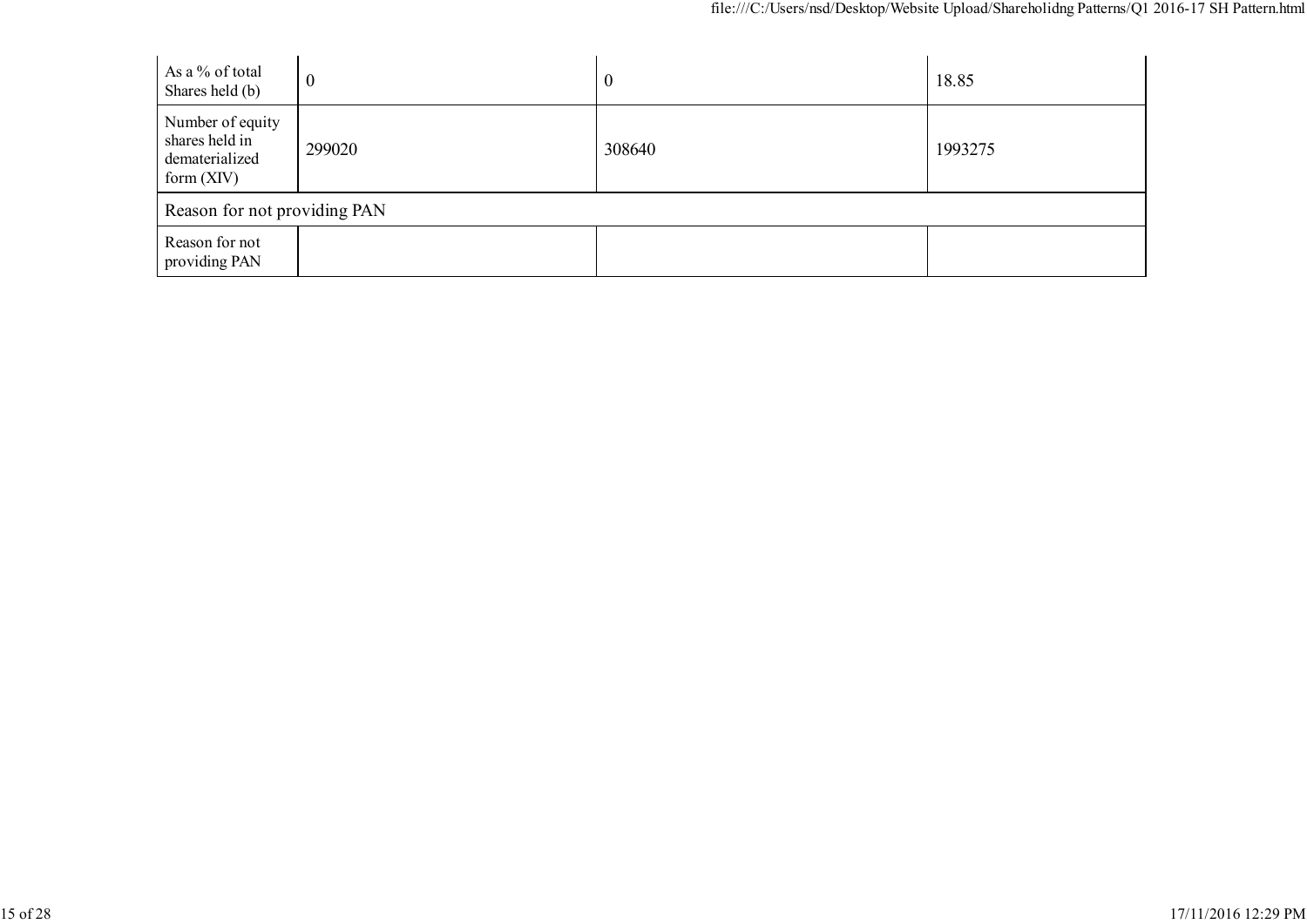| As a % of total Shares held (b) | 0 | 0 | 18.85 |
|---|---|---|---|
| Number of equity shares held in dematerialized form (XIV) | 299020 | 308640 | 1993275 |
| Reason for not providing PAN | | | |
| Reason for not providing PAN | | | |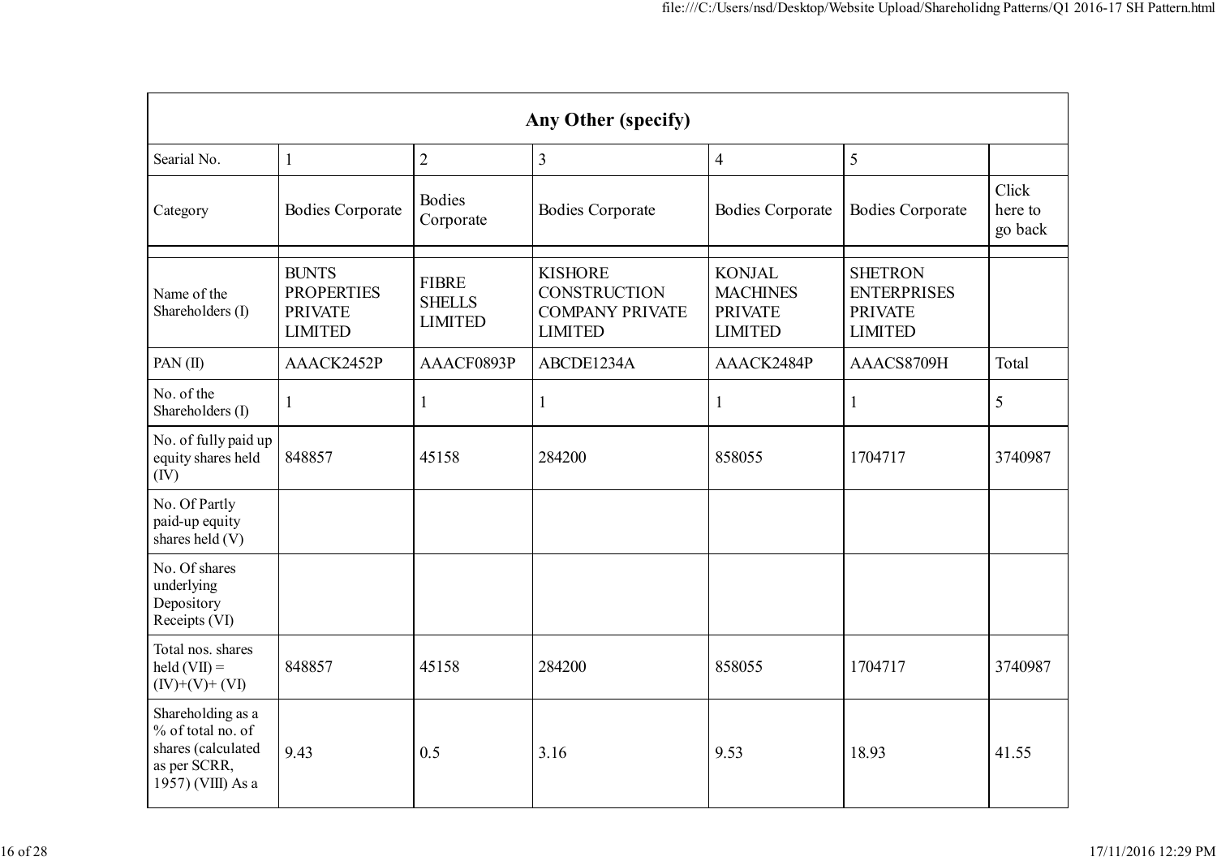| Any Other (specify) | | | | | | |
|---|---|---|---|---|---|---|
| Searial No. | 1 | 2 | 3 | 4 | 5 | |
| Category | Bodies Corporate | Bodies Corporate | Bodies Corporate | Bodies Corporate | Bodies Corporate | Click here to go back |
| Name of the Shareholders (I) | BUNTS PROPERTIES PRIVATE LIMITED | FIBRE SHELLS LIMITED | KISHORE CONSTRUCTION COMPANY PRIVATE LIMITED | KONJAL MACHINES PRIVATE LIMITED | SHETRON ENTERPRISES PRIVATE LIMITED | |
| PAN (II) | AAACK2452P | AAACF0893P | ABCDE1234A | AAACK2484P | AAACS8709H | Total |
| No. of the Shareholders (I) | 1 | 1 | 1 | 1 | 1 | 5 |
| No. of fully paid up equity shares held (IV) | 848857 | 45158 | 284200 | 858055 | 1704717 | 3740987 |
| No. Of Partly paid-up equity shares held (V) | | | | | | |
| No. Of shares underlying Depository Receipts (VI) | | | | | | |
| Total nos. shares held (VII) = (IV)+(V)+ (VI) | 848857 | 45158 | 284200 | 858055 | 1704717 | 3740987 |
| Shareholding as a % of total no. of shares (calculated as per SCRR, 1957) (VIII) As a | 9.43 | 0.5 | 3.16 | 9.53 | 18.93 | 41.55 |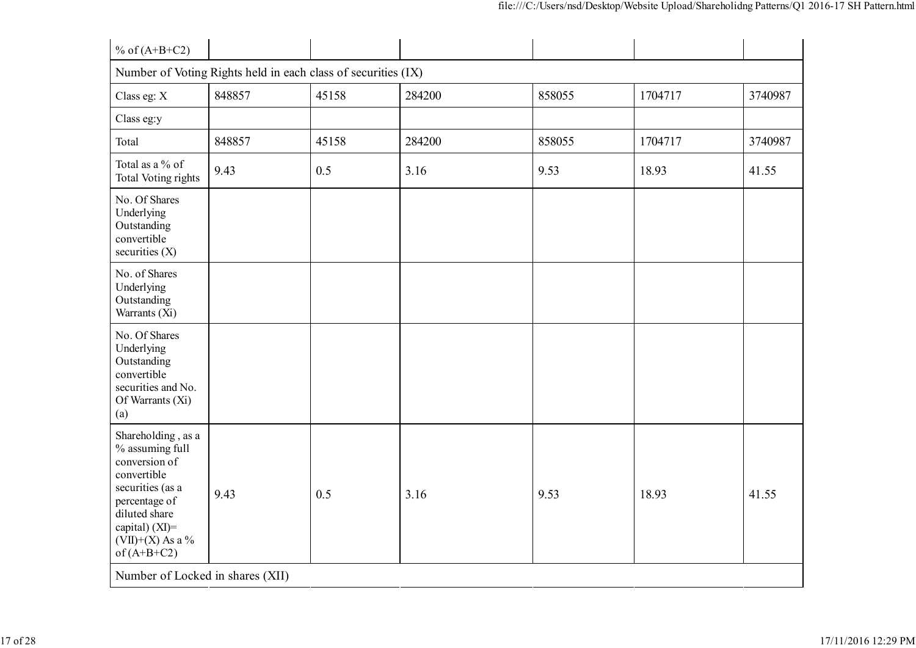| % of (A+B+C2) | | | | | | |
|---|---|---|---|---|---|---|
| Number of Voting Rights held in each class of securities (IX) | | | | | | |
| Class eg: X | 848857 | 45158 | 284200 | 858055 | 1704717 | 3740987 |
| Class eg:y | | | | | | |
| Total | 848857 | 45158 | 284200 | 858055 | 1704717 | 3740987 |
| Total as a % of Total Voting rights | 9.43 | 0.5 | 3.16 | 9.53 | 18.93 | 41.55 |
| No. Of Shares Underlying Outstanding convertible securities (X) | | | | | | |
| No. of Shares Underlying Outstanding Warrants (Xi) | | | | | | |
| No. Of Shares Underlying Outstanding convertible securities and No. Of Warrants (Xi) (a) | | | | | | |
| Shareholding , as a % assuming full conversion of convertible securities (as a percentage of diluted share capital) (XI)= (VII)+(X) As a % of (A+B+C2) | 9.43 | 0.5 | 3.16 | 9.53 | 18.93 | 41.55 |
| Number of Locked in shares (XII) | | | | | | |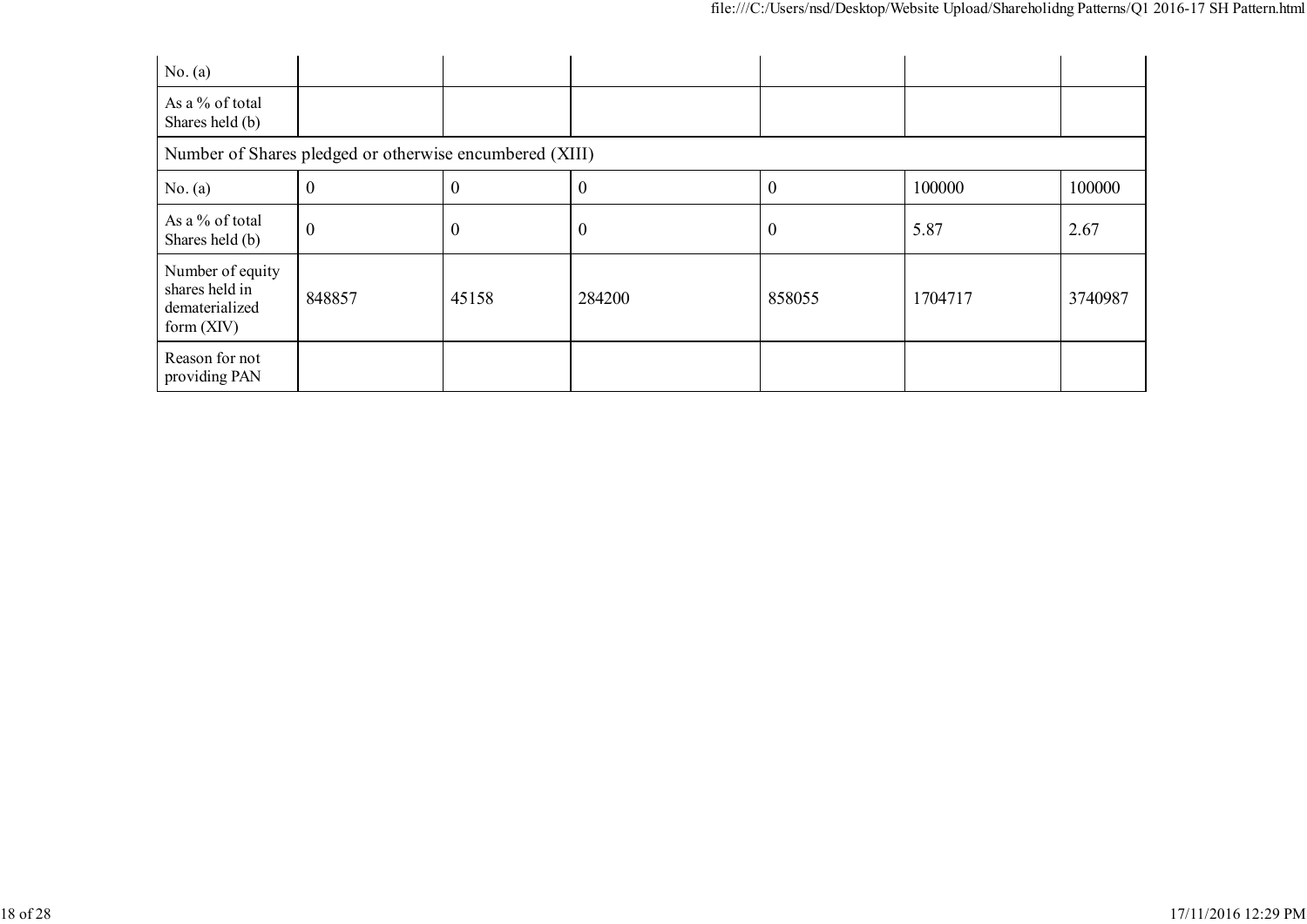| | | | | | | |
|---|---|---|---|---|---|---|
| No. (a) | | | | | | |
| As a % of total Shares held (b) | | | | | | |
| Number of Shares pledged or otherwise encumbered (XIII) | | | | | | |
| No. (a) | 0 | 0 | 0 | 0 | 100000 | 100000 |
| As a % of total Shares held (b) | 0 | 0 | 0 | 0 | 5.87 | 2.67 |
| Number of equity shares held in dematerialized form (XIV) | 848857 | 45158 | 284200 | 858055 | 1704717 | 3740987 |
| Reason for not providing PAN | | | | | | |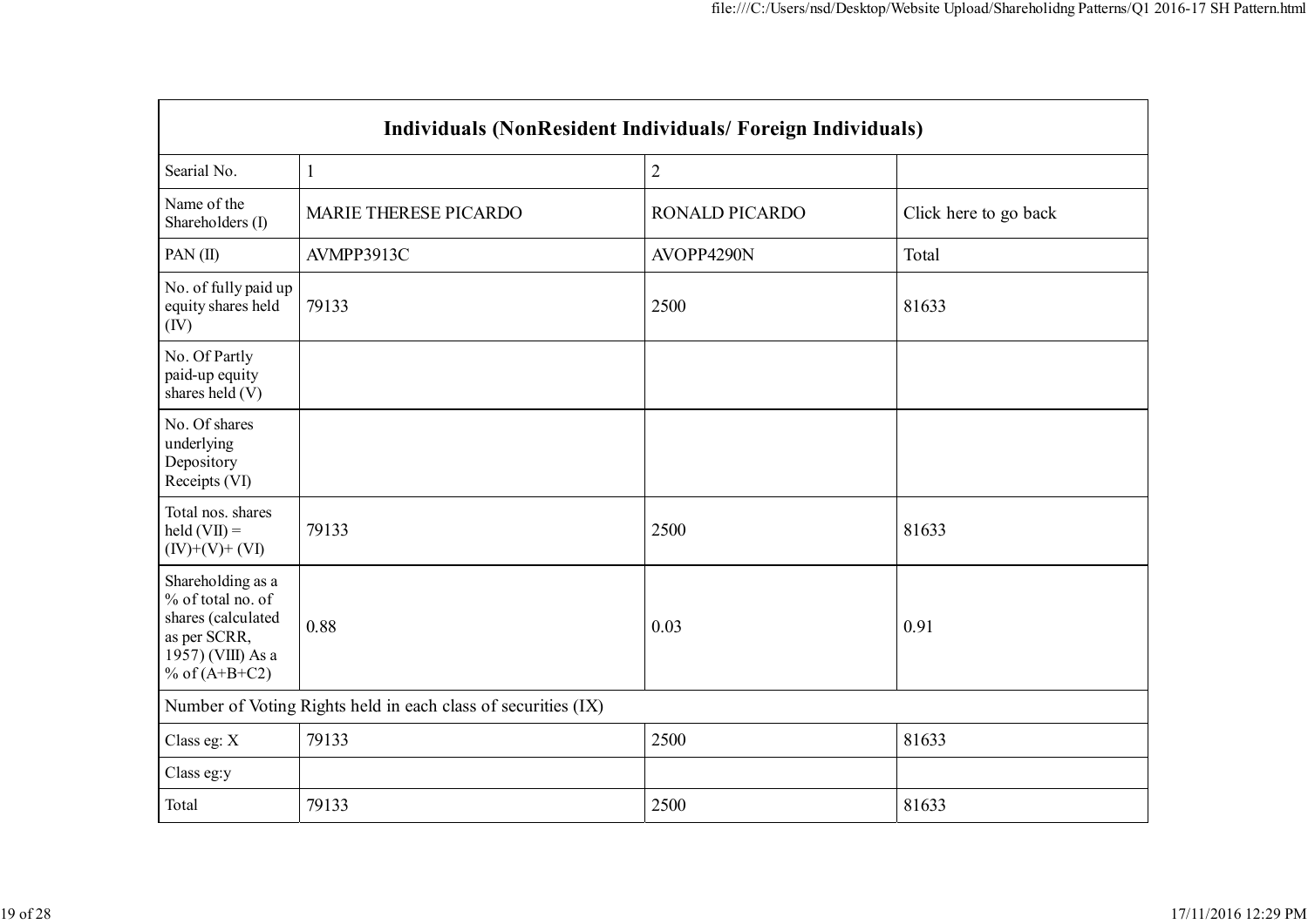| Individuals (NonResident Individuals/ Foreign Individuals) | | | |
|---|---|---|---|
| Searial No. | 1 | 2 | |
| Name of the Shareholders (I) | MARIE THERESE PICARDO | RONALD PICARDO | Click here to go back |
| PAN (II) | AVMPP3913C | AVOPP4290N | Total |
| No. of fully paid up equity shares held (IV) | 79133 | 2500 | 81633 |
| No. Of Partly paid-up equity shares held (V) | | | |
| No. Of shares underlying Depository Receipts (VI) | | | |
| Total nos. shares held (VII) = (IV)+(V)+ (VI) | 79133 | 2500 | 81633 |
| Shareholding as a % of total no. of shares (calculated as per SCRR, 1957) (VIII) As a % of (A+B+C2) | 0.88 | 0.03 | 0.91 |
| Number of Voting Rights held in each class of securities (IX) | | | |
| Class eg: X | 79133 | 2500 | 81633 |
| Class eg:y | | | |
| Total | 79133 | 2500 | 81633 |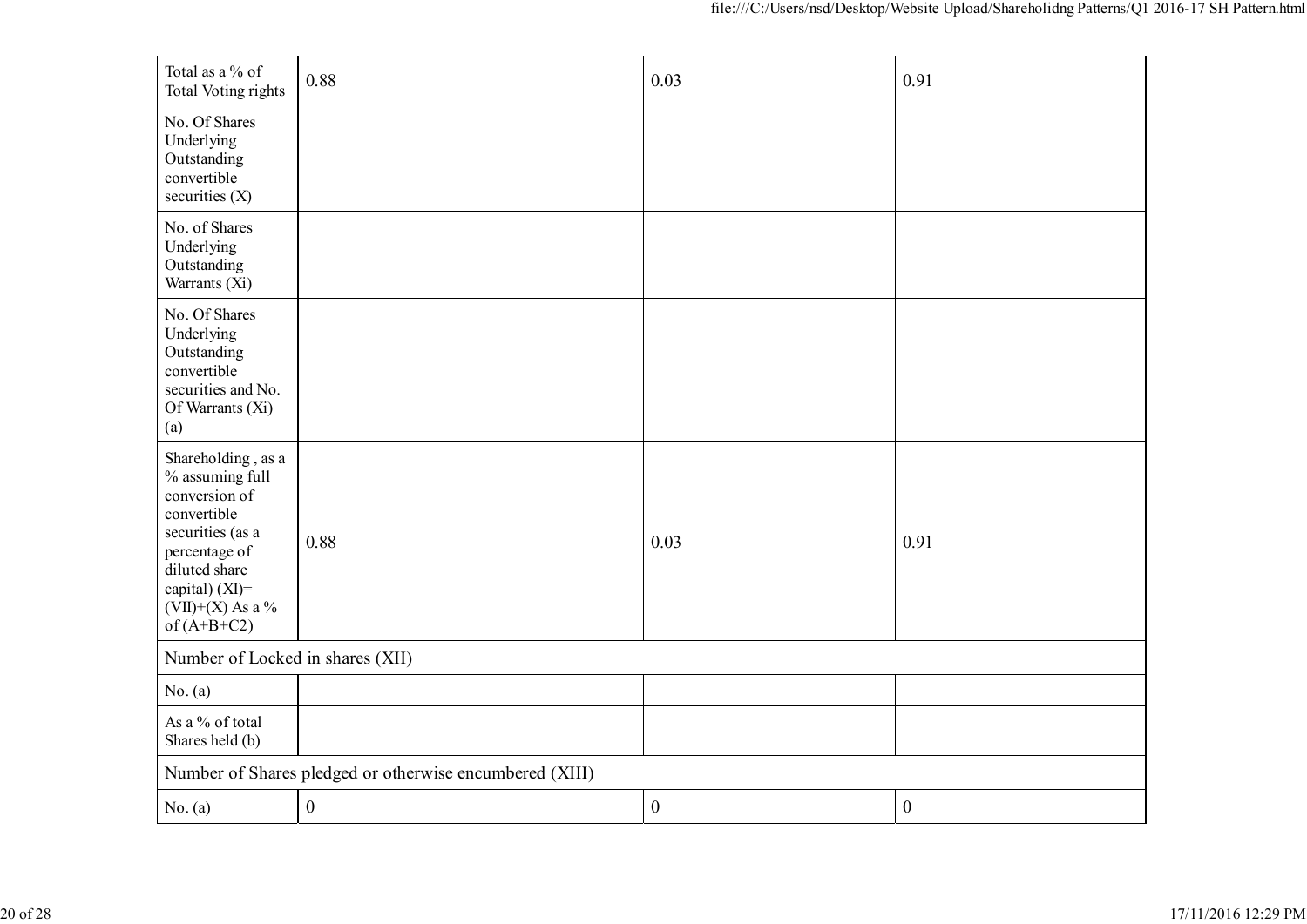| | | | |
|---|---|---|---|
| Total as a % of Total Voting rights | 0.88 | 0.03 | 0.91 |
| No. Of Shares Underlying Outstanding convertible securities (X) | | | |
| No. of Shares Underlying Outstanding Warrants (Xi) | | | |
| No. Of Shares Underlying Outstanding convertible securities and No. Of Warrants (Xi) (a) | | | |
| Shareholding , as a % assuming full conversion of convertible securities (as a percentage of diluted share capital) (XI)= (VII)+(X) As a % of (A+B+C2) | 0.88 | 0.03 | 0.91 |
| Number of Locked in shares (XII) | | | |
| No. (a) | | | |
| As a % of total Shares held (b) | | | |
| Number of Shares pledged or otherwise encumbered (XIII) | | | |
| No. (a) | 0 | 0 | 0 |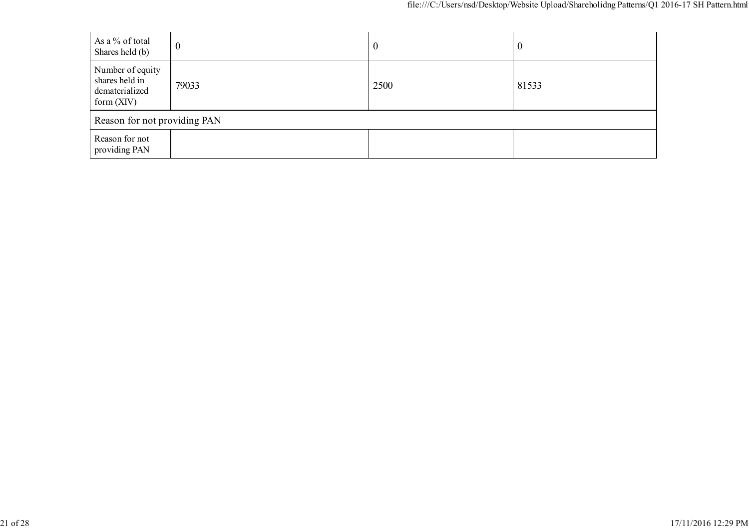| | | | |
|---|---|---|---|
| As a % of total Shares held (b) | 0 | 0 | 0 |
| Number of equity shares held in dematerialized form (XIV) | 79033 | 2500 | 81533 |
| Reason for not providing PAN | | | |
| Reason for not providing PAN | | | |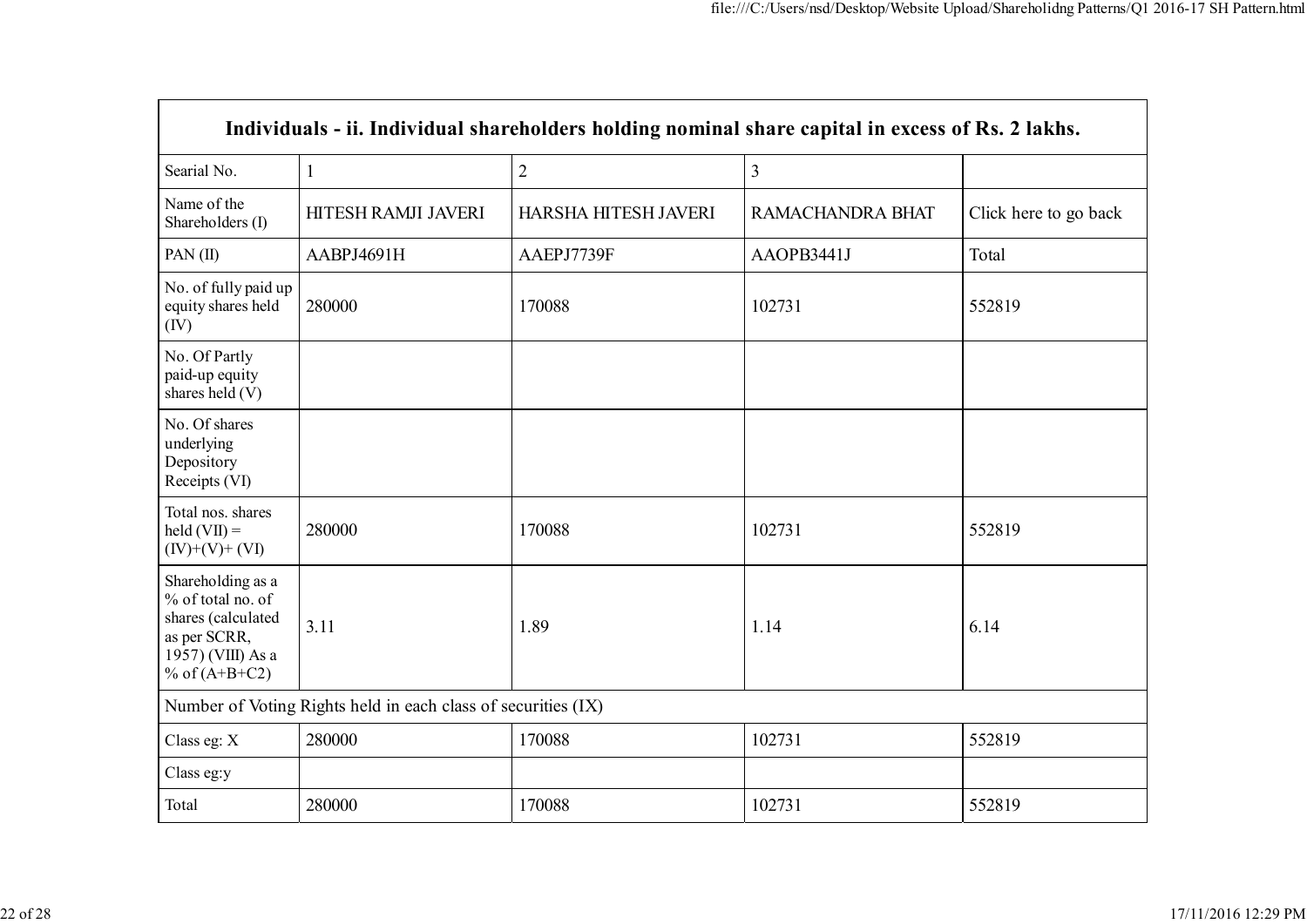| Individuals - ii. Individual shareholders holding nominal share capital in excess of Rs. 2 lakhs. | | | | |
|---|---|---|---|---|
| Searial No. | 1 | 2 | 3 | |
| Name of the Shareholders (I) | HITESH RAMJI JAVERI | HARSHA HITESH JAVERI | RAMACHANDRA BHAT | Click here to go back |
| PAN (II) | AABPJ4691H | AAEPJ7739F | AAOPB3441J | Total |
| No. of fully paid up equity shares held (IV) | 280000 | 170088 | 102731 | 552819 |
| No. Of Partly paid-up equity shares held (V) | | | | |
| No. Of shares underlying Depository Receipts (VI) | | | | |
| Total nos. shares held (VII) = (IV)+(V)+ (VI) | 280000 | 170088 | 102731 | 552819 |
| Shareholding as a % of total no. of shares (calculated as per SCRR, 1957) (VIII) As a % of (A+B+C2) | 3.11 | 1.89 | 1.14 | 6.14 |
| Number of Voting Rights held in each class of securities (IX) | | | | |
| Class eg: X | 280000 | 170088 | 102731 | 552819 |
| Class eg:y | | | | |
| Total | 280000 | 170088 | 102731 | 552819 |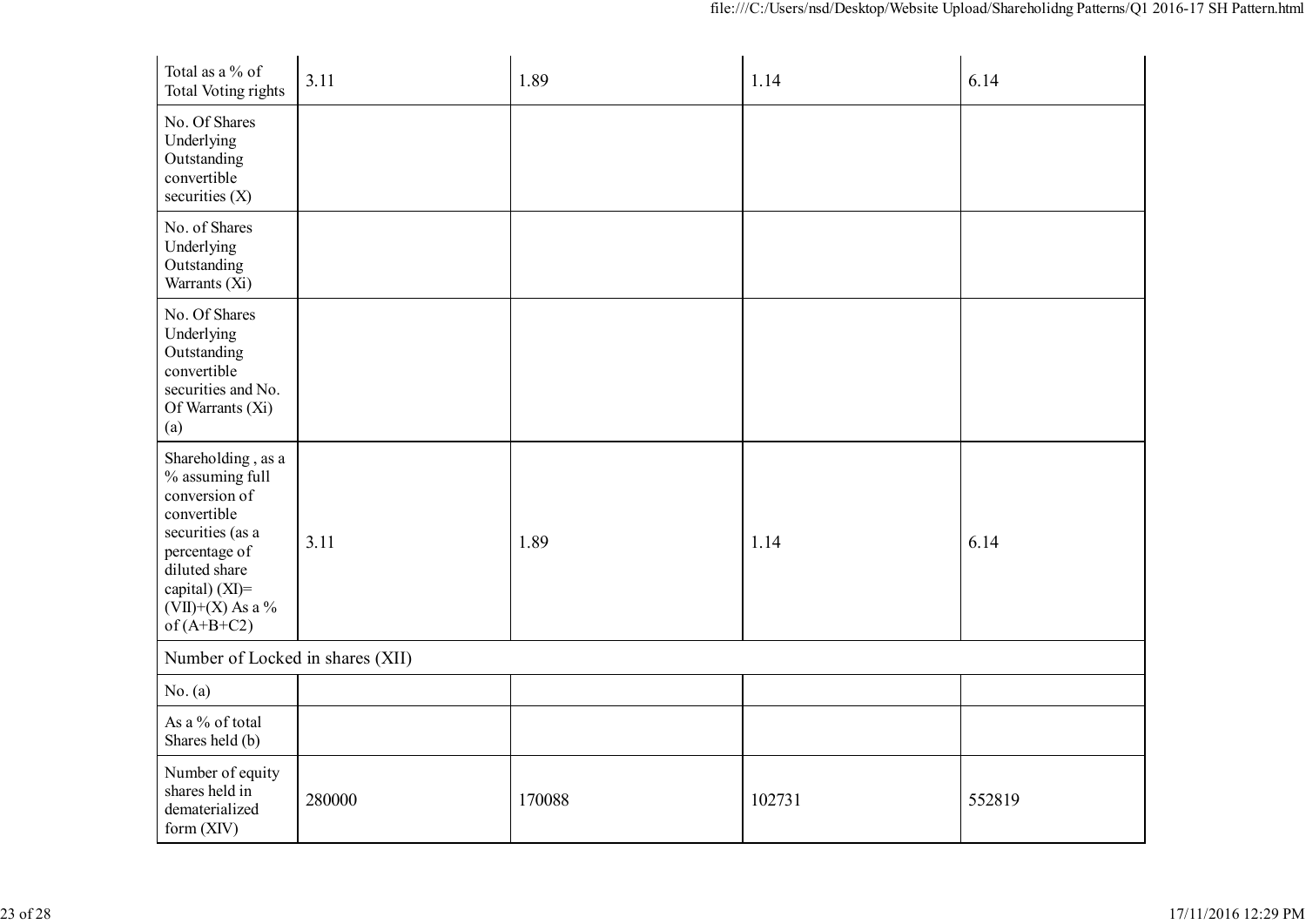| | | | | |
|---|---|---|---|---|
| Total as a % of Total Voting rights | 3.11 | 1.89 | 1.14 | 6.14 |
| No. Of Shares Underlying Outstanding convertible securities (X) | | | | |
| No. of Shares Underlying Outstanding Warrants (Xi) | | | | |
| No. Of Shares Underlying Outstanding convertible securities and No. Of Warrants (Xi) (a) | | | | |
| Shareholding , as a % assuming full conversion of convertible securities (as a percentage of diluted share capital) (XI)= (VII)+(X) As a % of (A+B+C2) | 3.11 | 1.89 | 1.14 | 6.14 |
| Number of Locked in shares (XII) | | | | |
| No. (a) | | | | |
| As a % of total Shares held (b) | | | | |
| Number of equity shares held in dematerialized form (XIV) | 280000 | 170088 | 102731 | 552819 |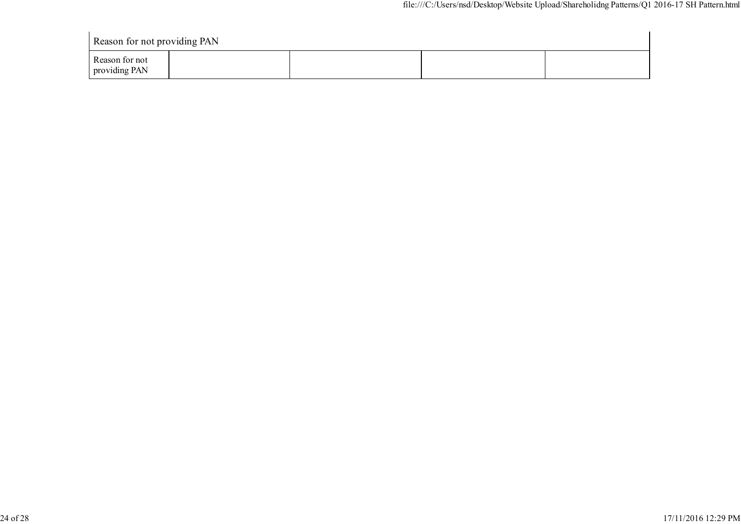| Reason for not providing PAN | | | | |
|---|---|---|---|---|
| Reason for not providing PAN | | | | |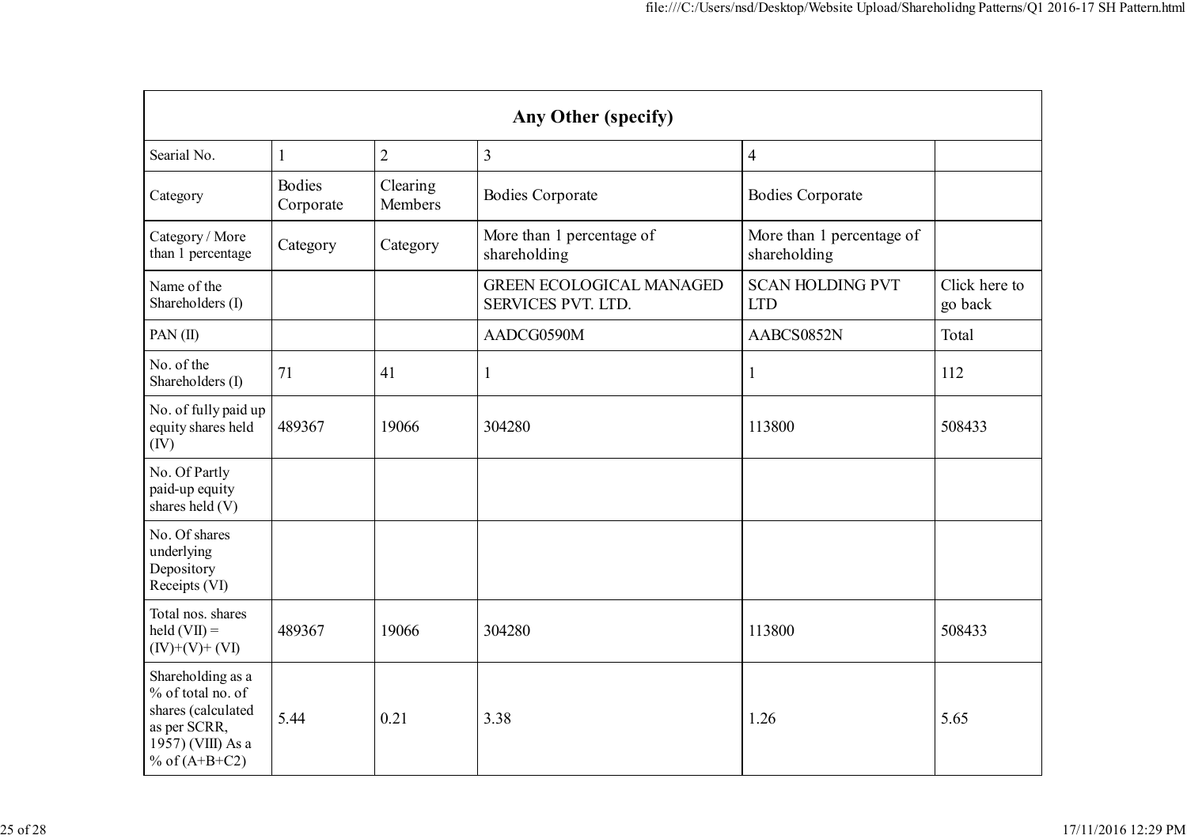| Any Other (specify) | | | | | |
|---|---|---|---|---|---|
| Searial No. | 1 | 2 | 3 | 4 | |
| Category | Bodies Corporate | Clearing Members | Bodies Corporate | Bodies Corporate | |
| Category / More than 1 percentage | Category | Category | More than 1 percentage of shareholding | More than 1 percentage of shareholding | |
| Name of the Shareholders (I) | | | GREEN ECOLOGICAL MANAGED SERVICES PVT. LTD. | SCAN HOLDING PVT LTD | Click here to go back |
| PAN (II) | | | AADCG0590M | AABCS0852N | Total |
| No. of the Shareholders (I) | 71 | 41 | 1 | 1 | 112 |
| No. of fully paid up equity shares held (IV) | 489367 | 19066 | 304280 | 113800 | 508433 |
| No. Of Partly paid-up equity shares held (V) | | | | | |
| No. Of shares underlying Depository Receipts (VI) | | | | | |
| Total nos. shares held (VII) = (IV)+(V)+ (VI) | 489367 | 19066 | 304280 | 113800 | 508433 |
| Shareholding as a % of total no. of shares (calculated as per SCRR, 1957) (VIII) As a % of (A+B+C2) | 5.44 | 0.21 | 3.38 | 1.26 | 5.65 |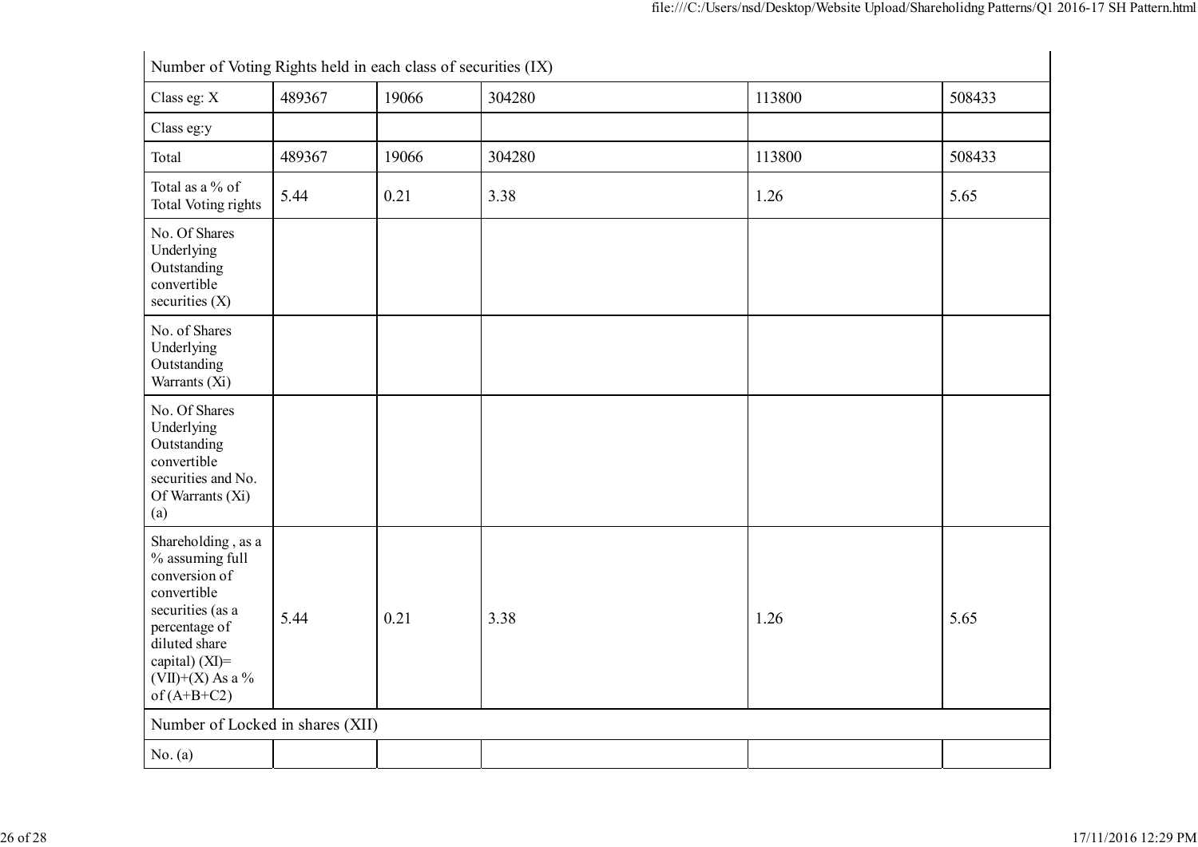| Number of Voting Rights held in each class of securities (IX) | | | | | |
|---|---|---|---|---|---|
| Class eg: X | 489367 | 19066 | 304280 | 113800 | 508433 |
| Class eg:y | | | | | |
| Total | 489367 | 19066 | 304280 | 113800 | 508433 |
| Total as a % of Total Voting rights | 5.44 | 0.21 | 3.38 | 1.26 | 5.65 |
| No. Of Shares Underlying Outstanding convertible securities (X) | | | | | |
| No. of Shares Underlying Outstanding Warrants (Xi) | | | | | |
| No. Of Shares Underlying Outstanding convertible securities and No. Of Warrants (Xi) (a) | | | | | |
| Shareholding , as a % assuming full conversion of convertible securities (as a percentage of diluted share capital) (XI)= (VII)+(X) As a % of (A+B+C2) | 5.44 | 0.21 | 3.38 | 1.26 | 5.65 |
| Number of Locked in shares (XII) | | | | | |
| No. (a) | | | | | |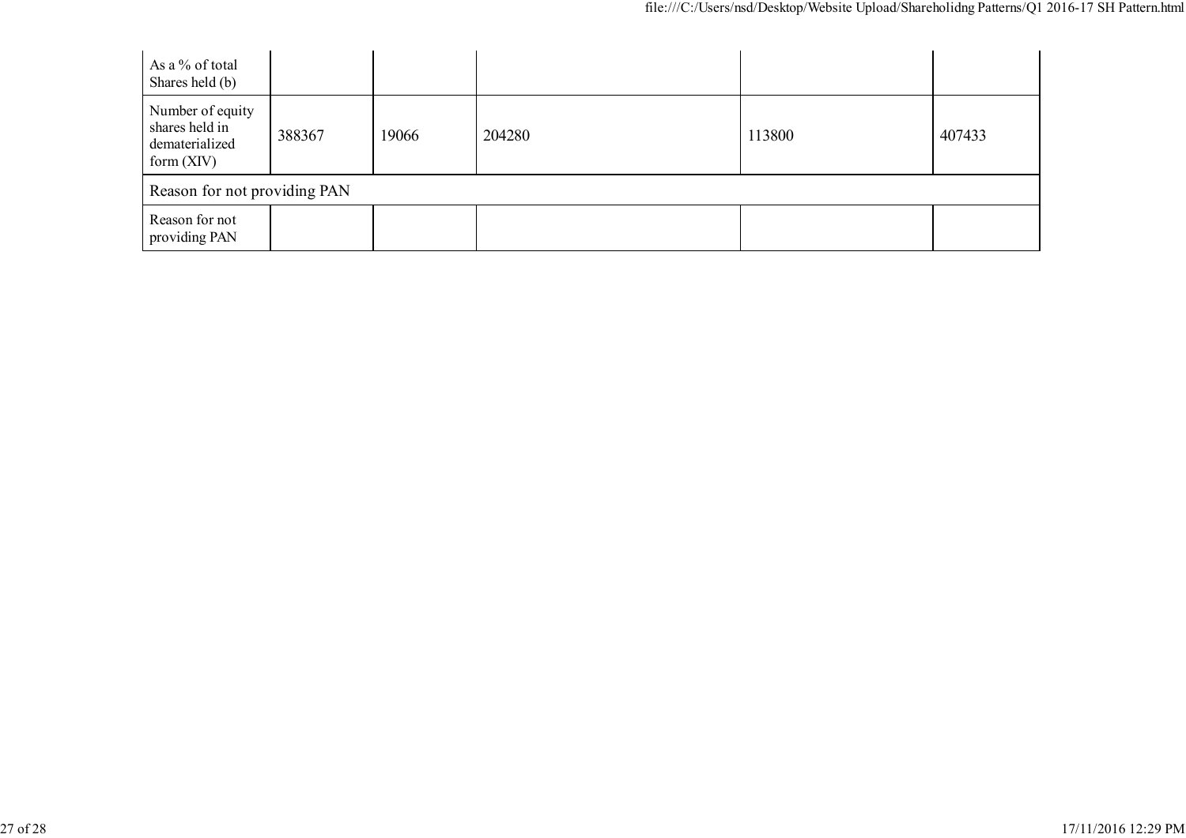| | | | | | |
|---|---|---|---|---|---|
| As a % of total Shares held (b) | | | | | |
| Number of equity shares held in dematerialized form (XIV) | 388367 | 19066 | 204280 | 113800 | 407433 |
| Reason for not providing PAN | | | | | |
| Reason for not providing PAN | | | | | |